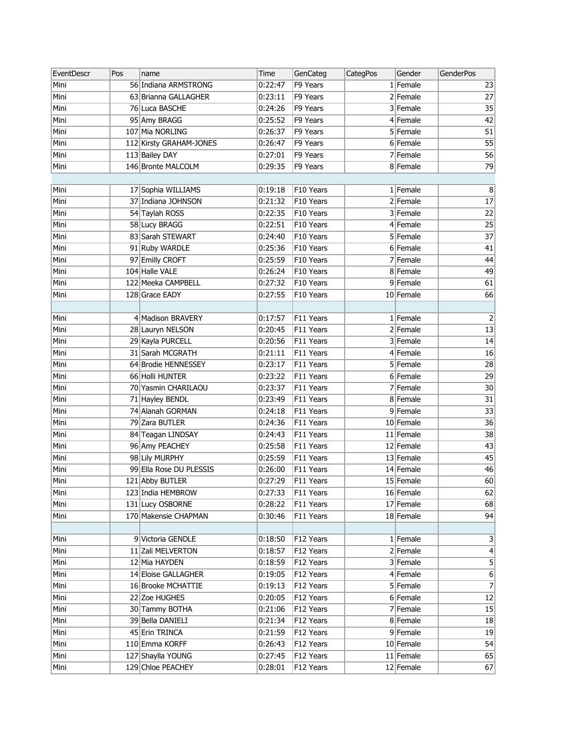| EventDescr | Pos | name | Time | GenCateg | CategPos | Gender | GenderPos |
|---|---|---|---|---|---|---|---|
| Mini | 56 | Indiana ARMSTRONG | 0:22:47 | F9 Years | 1 | Female | 23 |
| Mini | 63 | Brianna GALLAGHER | 0:23:11 | F9 Years | 2 | Female | 27 |
| Mini | 76 | Luca BASCHE | 0:24:26 | F9 Years | 3 | Female | 35 |
| Mini | 95 | Amy BRAGG | 0:25:52 | F9 Years | 4 | Female | 42 |
| Mini | 107 | Mia NORLING | 0:26:37 | F9 Years | 5 | Female | 51 |
| Mini | 112 | Kirsty GRAHAM-JONES | 0:26:47 | F9 Years | 6 | Female | 55 |
| Mini | 113 | Bailey DAY | 0:27:01 | F9 Years | 7 | Female | 56 |
| Mini | 146 | Bronte MALCOLM | 0:29:35 | F9 Years | 8 | Female | 79 |
| | | | | | | | |
| Mini | 17 | Sophia WILLIAMS | 0:19:18 | F10 Years | 1 | Female | 8 |
| Mini | 37 | Indiana JOHNSON | 0:21:32 | F10 Years | 2 | Female | 17 |
| Mini | 54 | Taylah ROSS | 0:22:35 | F10 Years | 3 | Female | 22 |
| Mini | 58 | Lucy BRAGG | 0:22:51 | F10 Years | 4 | Female | 25 |
| Mini | 83 | Sarah STEWART | 0:24:40 | F10 Years | 5 | Female | 37 |
| Mini | 91 | Ruby WARDLE | 0:25:36 | F10 Years | 6 | Female | 41 |
| Mini | 97 | Emilly CROFT | 0:25:59 | F10 Years | 7 | Female | 44 |
| Mini | 104 | Halle VALE | 0:26:24 | F10 Years | 8 | Female | 49 |
| Mini | 122 | Meeka CAMPBELL | 0:27:32 | F10 Years | 9 | Female | 61 |
| Mini | 128 | Grace EADY | 0:27:55 | F10 Years | 10 | Female | 66 |
| | | | | | | | |
| Mini | 4 | Madison BRAVERY | 0:17:57 | F11 Years | 1 | Female | 2 |
| Mini | 28 | Lauryn NELSON | 0:20:45 | F11 Years | 2 | Female | 13 |
| Mini | 29 | Kayla PURCELL | 0:20:56 | F11 Years | 3 | Female | 14 |
| Mini | 31 | Sarah MCGRATH | 0:21:11 | F11 Years | 4 | Female | 16 |
| Mini | 64 | Brodie HENNESSEY | 0:23:17 | F11 Years | 5 | Female | 28 |
| Mini | 66 | Holli HUNTER | 0:23:22 | F11 Years | 6 | Female | 29 |
| Mini | 70 | Yasmin CHARILAOU | 0:23:37 | F11 Years | 7 | Female | 30 |
| Mini | 71 | Hayley BENDL | 0:23:49 | F11 Years | 8 | Female | 31 |
| Mini | 74 | Alanah GORMAN | 0:24:18 | F11 Years | 9 | Female | 33 |
| Mini | 79 | Zara BUTLER | 0:24:36 | F11 Years | 10 | Female | 36 |
| Mini | 84 | Teagan LINDSAY | 0:24:43 | F11 Years | 11 | Female | 38 |
| Mini | 96 | Amy PEACHEY | 0:25:58 | F11 Years | 12 | Female | 43 |
| Mini | 98 | Lily MURPHY | 0:25:59 | F11 Years | 13 | Female | 45 |
| Mini | 99 | Ella Rose DU PLESSIS | 0:26:00 | F11 Years | 14 | Female | 46 |
| Mini | 121 | Abby BUTLER | 0:27:29 | F11 Years | 15 | Female | 60 |
| Mini | 123 | India HEMBROW | 0:27:33 | F11 Years | 16 | Female | 62 |
| Mini | 131 | Lucy OSBORNE | 0:28:22 | F11 Years | 17 | Female | 68 |
| Mini | 170 | Makensie CHAPMAN | 0:30:46 | F11 Years | 18 | Female | 94 |
| | | | | | | | |
| Mini | 9 | Victoria GENDLE | 0:18:50 | F12 Years | 1 | Female | 3 |
| Mini | 11 | Zali MELVERTON | 0:18:57 | F12 Years | 2 | Female | 4 |
| Mini | 12 | Mia HAYDEN | 0:18:59 | F12 Years | 3 | Female | 5 |
| Mini | 14 | Eloise GALLAGHER | 0:19:05 | F12 Years | 4 | Female | 6 |
| Mini | 16 | Brooke MCHATTIE | 0:19:13 | F12 Years | 5 | Female | 7 |
| Mini | 22 | Zoe HUGHES | 0:20:05 | F12 Years | 6 | Female | 12 |
| Mini | 30 | Tammy BOTHA | 0:21:06 | F12 Years | 7 | Female | 15 |
| Mini | 39 | Bella DANIELI | 0:21:34 | F12 Years | 8 | Female | 18 |
| Mini | 45 | Erin TRINCA | 0:21:59 | F12 Years | 9 | Female | 19 |
| Mini | 110 | Emma KORFF | 0:26:43 | F12 Years | 10 | Female | 54 |
| Mini | 127 | Shaylla YOUNG | 0:27:45 | F12 Years | 11 | Female | 65 |
| Mini | 129 | Chloe PEACHEY | 0:28:01 | F12 Years | 12 | Female | 67 |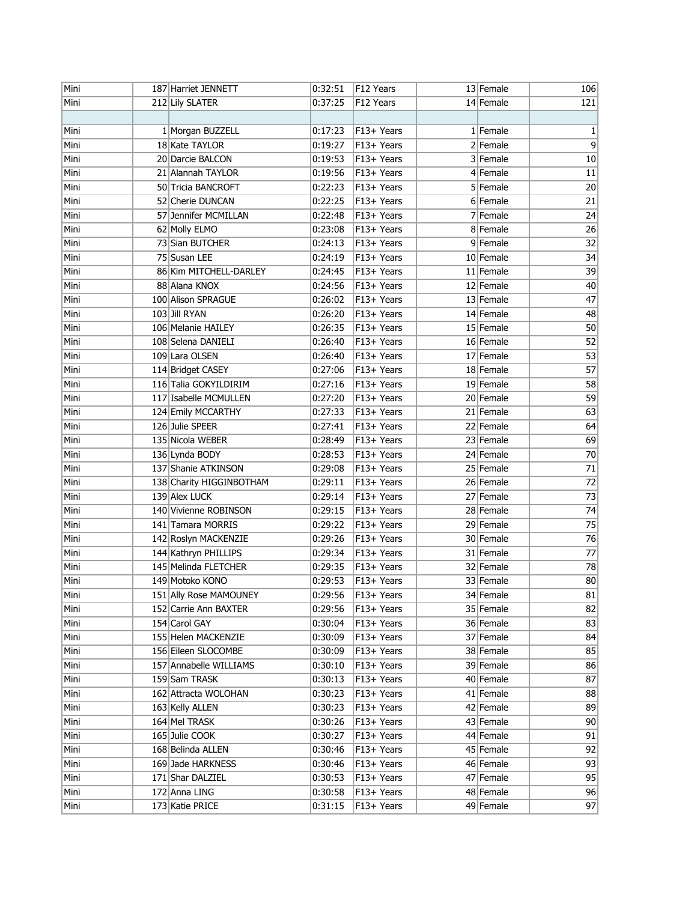| | | | | | | | |
|---|---|---|---|---|---|---|---|
| Mini | 187 | Harriet JENNETT | 0:32:51 | F12 Years | 13 | Female | 106 |
| Mini | 212 | Lily SLATER | 0:37:25 | F12 Years | 14 | Female | 121 |
| | | | | | | | |
| Mini | 1 | Morgan BUZZELL | 0:17:23 | F13+ Years | 1 | Female | 1 |
| Mini | 18 | Kate TAYLOR | 0:19:27 | F13+ Years | 2 | Female | 9 |
| Mini | 20 | Darcie BALCON | 0:19:53 | F13+ Years | 3 | Female | 10 |
| Mini | 21 | Alannah TAYLOR | 0:19:56 | F13+ Years | 4 | Female | 11 |
| Mini | 50 | Tricia BANCROFT | 0:22:23 | F13+ Years | 5 | Female | 20 |
| Mini | 52 | Cherie DUNCAN | 0:22:25 | F13+ Years | 6 | Female | 21 |
| Mini | 57 | Jennifer MCMILLAN | 0:22:48 | F13+ Years | 7 | Female | 24 |
| Mini | 62 | Molly ELMO | 0:23:08 | F13+ Years | 8 | Female | 26 |
| Mini | 73 | Sian BUTCHER | 0:24:13 | F13+ Years | 9 | Female | 32 |
| Mini | 75 | Susan LEE | 0:24:19 | F13+ Years | 10 | Female | 34 |
| Mini | 86 | Kim MITCHELL-DARLEY | 0:24:45 | F13+ Years | 11 | Female | 39 |
| Mini | 88 | Alana KNOX | 0:24:56 | F13+ Years | 12 | Female | 40 |
| Mini | 100 | Alison SPRAGUE | 0:26:02 | F13+ Years | 13 | Female | 47 |
| Mini | 103 | Jill RYAN | 0:26:20 | F13+ Years | 14 | Female | 48 |
| Mini | 106 | Melanie HAILEY | 0:26:35 | F13+ Years | 15 | Female | 50 |
| Mini | 108 | Selena DANIELI | 0:26:40 | F13+ Years | 16 | Female | 52 |
| Mini | 109 | Lara OLSEN | 0:26:40 | F13+ Years | 17 | Female | 53 |
| Mini | 114 | Bridget CASEY | 0:27:06 | F13+ Years | 18 | Female | 57 |
| Mini | 116 | Talia GOKYILDIRIM | 0:27:16 | F13+ Years | 19 | Female | 58 |
| Mini | 117 | Isabelle MCMULLEN | 0:27:20 | F13+ Years | 20 | Female | 59 |
| Mini | 124 | Emily MCCARTHY | 0:27:33 | F13+ Years | 21 | Female | 63 |
| Mini | 126 | Julie SPEER | 0:27:41 | F13+ Years | 22 | Female | 64 |
| Mini | 135 | Nicola WEBER | 0:28:49 | F13+ Years | 23 | Female | 69 |
| Mini | 136 | Lynda BODY | 0:28:53 | F13+ Years | 24 | Female | 70 |
| Mini | 137 | Shanie ATKINSON | 0:29:08 | F13+ Years | 25 | Female | 71 |
| Mini | 138 | Charity HIGGINBOTHAM | 0:29:11 | F13+ Years | 26 | Female | 72 |
| Mini | 139 | Alex LUCK | 0:29:14 | F13+ Years | 27 | Female | 73 |
| Mini | 140 | Vivienne ROBINSON | 0:29:15 | F13+ Years | 28 | Female | 74 |
| Mini | 141 | Tamara MORRIS | 0:29:22 | F13+ Years | 29 | Female | 75 |
| Mini | 142 | Roslyn MACKENZIE | 0:29:26 | F13+ Years | 30 | Female | 76 |
| Mini | 144 | Kathryn PHILLIPS | 0:29:34 | F13+ Years | 31 | Female | 77 |
| Mini | 145 | Melinda FLETCHER | 0:29:35 | F13+ Years | 32 | Female | 78 |
| Mini | 149 | Motoko KONO | 0:29:53 | F13+ Years | 33 | Female | 80 |
| Mini | 151 | Ally Rose MAMOUNEY | 0:29:56 | F13+ Years | 34 | Female | 81 |
| Mini | 152 | Carrie Ann BAXTER | 0:29:56 | F13+ Years | 35 | Female | 82 |
| Mini | 154 | Carol GAY | 0:30:04 | F13+ Years | 36 | Female | 83 |
| Mini | 155 | Helen MACKENZIE | 0:30:09 | F13+ Years | 37 | Female | 84 |
| Mini | 156 | Eileen SLOCOMBE | 0:30:09 | F13+ Years | 38 | Female | 85 |
| Mini | 157 | Annabelle WILLIAMS | 0:30:10 | F13+ Years | 39 | Female | 86 |
| Mini | 159 | Sam TRASK | 0:30:13 | F13+ Years | 40 | Female | 87 |
| Mini | 162 | Attracta WOLOHAN | 0:30:23 | F13+ Years | 41 | Female | 88 |
| Mini | 163 | Kelly ALLEN | 0:30:23 | F13+ Years | 42 | Female | 89 |
| Mini | 164 | Mel TRASK | 0:30:26 | F13+ Years | 43 | Female | 90 |
| Mini | 165 | Julie COOK | 0:30:27 | F13+ Years | 44 | Female | 91 |
| Mini | 168 | Belinda ALLEN | 0:30:46 | F13+ Years | 45 | Female | 92 |
| Mini | 169 | Jade HARKNESS | 0:30:46 | F13+ Years | 46 | Female | 93 |
| Mini | 171 | Shar DALZIEL | 0:30:53 | F13+ Years | 47 | Female | 95 |
| Mini | 172 | Anna LING | 0:30:58 | F13+ Years | 48 | Female | 96 |
| Mini | 173 | Katie PRICE | 0:31:15 | F13+ Years | 49 | Female | 97 |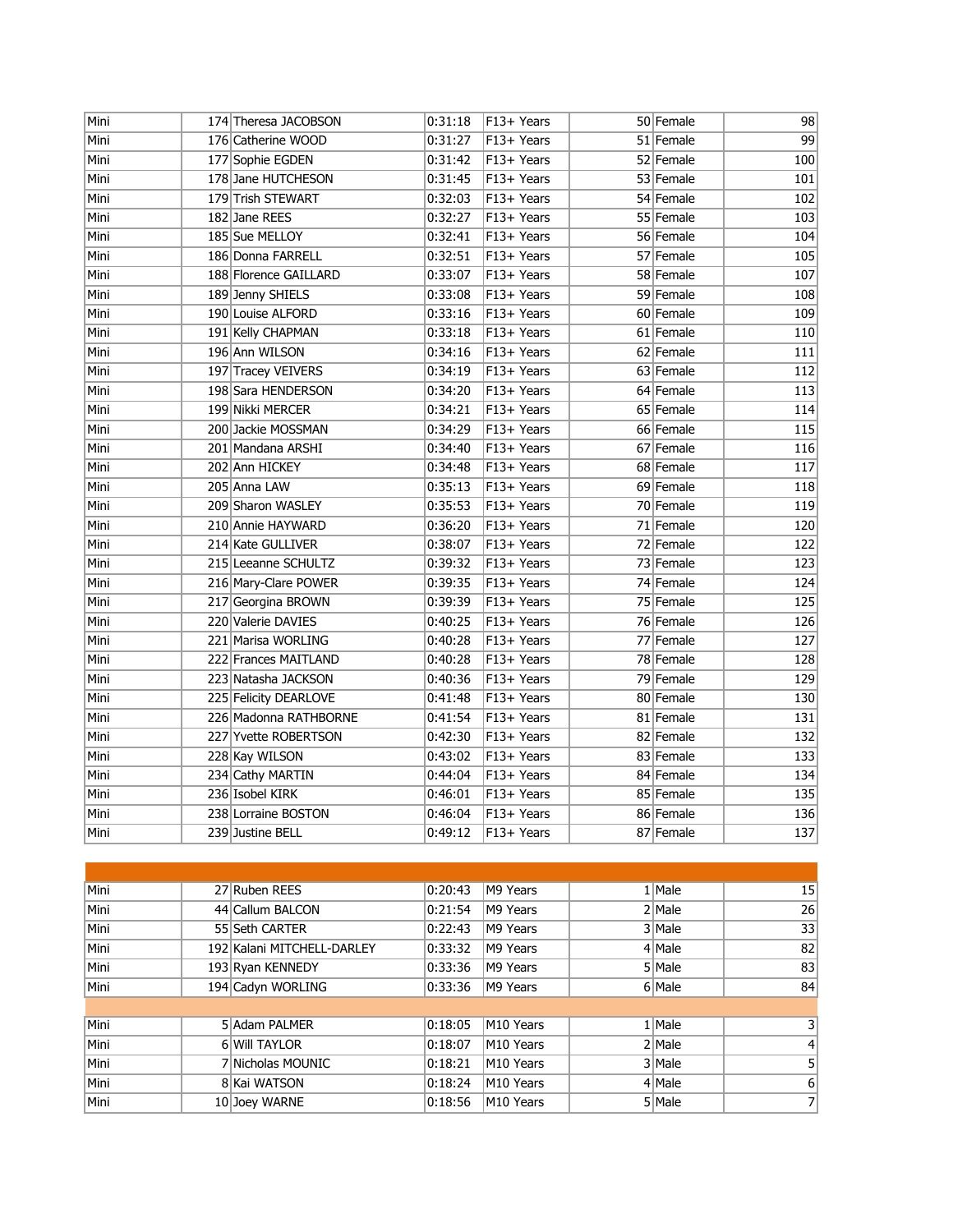| | | | | | | | |
|---|---|---|---|---|---|---|---|
| Mini | 174 | Theresa JACOBSON | 0:31:18 | F13+ Years | 50 | Female | 98 |
| Mini | 176 | Catherine WOOD | 0:31:27 | F13+ Years | 51 | Female | 99 |
| Mini | 177 | Sophie EGDEN | 0:31:42 | F13+ Years | 52 | Female | 100 |
| Mini | 178 | Jane HUTCHESON | 0:31:45 | F13+ Years | 53 | Female | 101 |
| Mini | 179 | Trish STEWART | 0:32:03 | F13+ Years | 54 | Female | 102 |
| Mini | 182 | Jane REES | 0:32:27 | F13+ Years | 55 | Female | 103 |
| Mini | 185 | Sue MELLOY | 0:32:41 | F13+ Years | 56 | Female | 104 |
| Mini | 186 | Donna FARRELL | 0:32:51 | F13+ Years | 57 | Female | 105 |
| Mini | 188 | Florence GAILLARD | 0:33:07 | F13+ Years | 58 | Female | 107 |
| Mini | 189 | Jenny SHIELS | 0:33:08 | F13+ Years | 59 | Female | 108 |
| Mini | 190 | Louise ALFORD | 0:33:16 | F13+ Years | 60 | Female | 109 |
| Mini | 191 | Kelly CHAPMAN | 0:33:18 | F13+ Years | 61 | Female | 110 |
| Mini | 196 | Ann WILSON | 0:34:16 | F13+ Years | 62 | Female | 111 |
| Mini | 197 | Tracey VEIVERS | 0:34:19 | F13+ Years | 63 | Female | 112 |
| Mini | 198 | Sara HENDERSON | 0:34:20 | F13+ Years | 64 | Female | 113 |
| Mini | 199 | Nikki MERCER | 0:34:21 | F13+ Years | 65 | Female | 114 |
| Mini | 200 | Jackie MOSSMAN | 0:34:29 | F13+ Years | 66 | Female | 115 |
| Mini | 201 | Mandana ARSHI | 0:34:40 | F13+ Years | 67 | Female | 116 |
| Mini | 202 | Ann HICKEY | 0:34:48 | F13+ Years | 68 | Female | 117 |
| Mini | 205 | Anna LAW | 0:35:13 | F13+ Years | 69 | Female | 118 |
| Mini | 209 | Sharon WASLEY | 0:35:53 | F13+ Years | 70 | Female | 119 |
| Mini | 210 | Annie HAYWARD | 0:36:20 | F13+ Years | 71 | Female | 120 |
| Mini | 214 | Kate GULLIVER | 0:38:07 | F13+ Years | 72 | Female | 122 |
| Mini | 215 | Leeanne SCHULTZ | 0:39:32 | F13+ Years | 73 | Female | 123 |
| Mini | 216 | Mary-Clare POWER | 0:39:35 | F13+ Years | 74 | Female | 124 |
| Mini | 217 | Georgina BROWN | 0:39:39 | F13+ Years | 75 | Female | 125 |
| Mini | 220 | Valerie DAVIES | 0:40:25 | F13+ Years | 76 | Female | 126 |
| Mini | 221 | Marisa WORLING | 0:40:28 | F13+ Years | 77 | Female | 127 |
| Mini | 222 | Frances MAITLAND | 0:40:28 | F13+ Years | 78 | Female | 128 |
| Mini | 223 | Natasha JACKSON | 0:40:36 | F13+ Years | 79 | Female | 129 |
| Mini | 225 | Felicity DEARLOVE | 0:41:48 | F13+ Years | 80 | Female | 130 |
| Mini | 226 | Madonna RATHBORNE | 0:41:54 | F13+ Years | 81 | Female | 131 |
| Mini | 227 | Yvette ROBERTSON | 0:42:30 | F13+ Years | 82 | Female | 132 |
| Mini | 228 | Kay WILSON | 0:43:02 | F13+ Years | 83 | Female | 133 |
| Mini | 234 | Cathy MARTIN | 0:44:04 | F13+ Years | 84 | Female | 134 |
| Mini | 236 | Isobel KIRK | 0:46:01 | F13+ Years | 85 | Female | 135 |
| Mini | 238 | Lorraine BOSTON | 0:46:04 | F13+ Years | 86 | Female | 136 |
| Mini | 239 | Justine BELL | 0:49:12 | F13+ Years | 87 | Female | 137 |

| | | | | | | | |
|---|---|---|---|---|---|---|---|
| Mini | 27 | Ruben REES | 0:20:43 | M9 Years | 1 | Male | 15 |
| Mini | 44 | Callum BALCON | 0:21:54 | M9 Years | 2 | Male | 26 |
| Mini | 55 | Seth CARTER | 0:22:43 | M9 Years | 3 | Male | 33 |
| Mini | 192 | Kalani MITCHELL-DARLEY | 0:33:32 | M9 Years | 4 | Male | 82 |
| Mini | 193 | Ryan KENNEDY | 0:33:36 | M9 Years | 5 | Male | 83 |
| Mini | 194 | Cadyn WORLING | 0:33:36 | M9 Years | 6 | Male | 84 |

| | | | | | | | |
|---|---|---|---|---|---|---|---|
| Mini | 5 | Adam PALMER | 0:18:05 | M10 Years | 1 | Male | 3 |
| Mini | 6 | Will TAYLOR | 0:18:07 | M10 Years | 2 | Male | 4 |
| Mini | 7 | Nicholas MOUNIC | 0:18:21 | M10 Years | 3 | Male | 5 |
| Mini | 8 | Kai WATSON | 0:18:24 | M10 Years | 4 | Male | 6 |
| Mini | 10 | Joey WARNE | 0:18:56 | M10 Years | 5 | Male | 7 |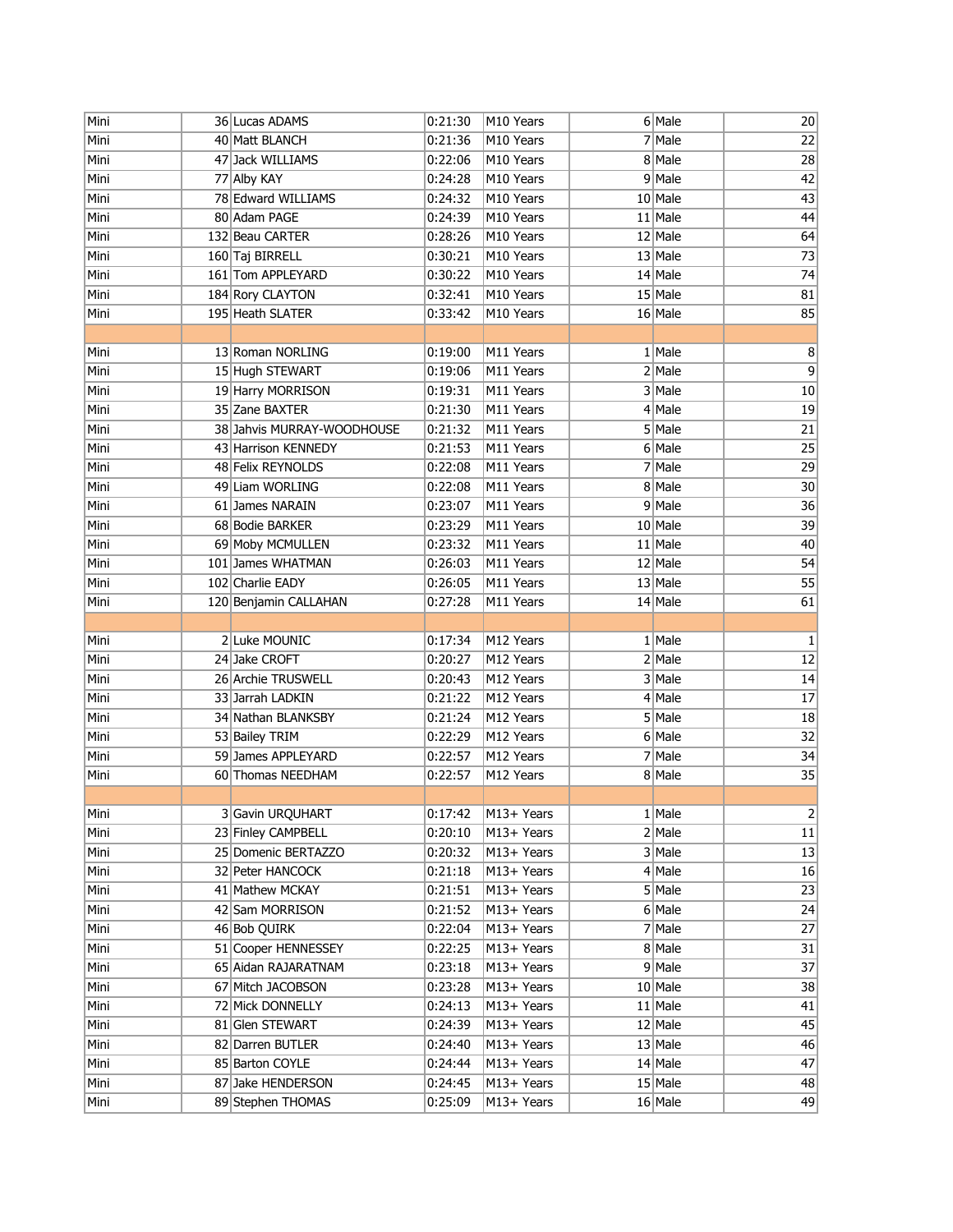| | | | | | | | |
|---|---|---|---|---|---|---|---|
| Mini | 36 | Lucas ADAMS | 0:21:30 | M10 Years | 6 | Male | 20 |
| Mini | 40 | Matt BLANCH | 0:21:36 | M10 Years | 7 | Male | 22 |
| Mini | 47 | Jack WILLIAMS | 0:22:06 | M10 Years | 8 | Male | 28 |
| Mini | 77 | Alby KAY | 0:24:28 | M10 Years | 9 | Male | 42 |
| Mini | 78 | Edward WILLIAMS | 0:24:32 | M10 Years | 10 | Male | 43 |
| Mini | 80 | Adam PAGE | 0:24:39 | M10 Years | 11 | Male | 44 |
| Mini | 132 | Beau CARTER | 0:28:26 | M10 Years | 12 | Male | 64 |
| Mini | 160 | Taj BIRRELL | 0:30:21 | M10 Years | 13 | Male | 73 |
| Mini | 161 | Tom APPLEYARD | 0:30:22 | M10 Years | 14 | Male | 74 |
| Mini | 184 | Rory CLAYTON | 0:32:41 | M10 Years | 15 | Male | 81 |
| Mini | 195 | Heath SLATER | 0:33:42 | M10 Years | 16 | Male | 85 |
| | | | | | | | |
| Mini | 13 | Roman NORLING | 0:19:00 | M11 Years | 1 | Male | 8 |
| Mini | 15 | Hugh STEWART | 0:19:06 | M11 Years | 2 | Male | 9 |
| Mini | 19 | Harry MORRISON | 0:19:31 | M11 Years | 3 | Male | 10 |
| Mini | 35 | Zane BAXTER | 0:21:30 | M11 Years | 4 | Male | 19 |
| Mini | 38 | Jahvis MURRAY-WOODHOUSE | 0:21:32 | M11 Years | 5 | Male | 21 |
| Mini | 43 | Harrison KENNEDY | 0:21:53 | M11 Years | 6 | Male | 25 |
| Mini | 48 | Felix REYNOLDS | 0:22:08 | M11 Years | 7 | Male | 29 |
| Mini | 49 | Liam WORLING | 0:22:08 | M11 Years | 8 | Male | 30 |
| Mini | 61 | James NARAIN | 0:23:07 | M11 Years | 9 | Male | 36 |
| Mini | 68 | Bodie BARKER | 0:23:29 | M11 Years | 10 | Male | 39 |
| Mini | 69 | Moby MCMULLEN | 0:23:32 | M11 Years | 11 | Male | 40 |
| Mini | 101 | James WHATMAN | 0:26:03 | M11 Years | 12 | Male | 54 |
| Mini | 102 | Charlie EADY | 0:26:05 | M11 Years | 13 | Male | 55 |
| Mini | 120 | Benjamin CALLAHAN | 0:27:28 | M11 Years | 14 | Male | 61 |
| | | | | | | | |
| Mini | 2 | Luke MOUNIC | 0:17:34 | M12 Years | 1 | Male | 1 |
| Mini | 24 | Jake CROFT | 0:20:27 | M12 Years | 2 | Male | 12 |
| Mini | 26 | Archie TRUSWELL | 0:20:43 | M12 Years | 3 | Male | 14 |
| Mini | 33 | Jarrah LADKIN | 0:21:22 | M12 Years | 4 | Male | 17 |
| Mini | 34 | Nathan BLANKSBY | 0:21:24 | M12 Years | 5 | Male | 18 |
| Mini | 53 | Bailey TRIM | 0:22:29 | M12 Years | 6 | Male | 32 |
| Mini | 59 | James APPLEYARD | 0:22:57 | M12 Years | 7 | Male | 34 |
| Mini | 60 | Thomas NEEDHAM | 0:22:57 | M12 Years | 8 | Male | 35 |
| | | | | | | | |
| Mini | 3 | Gavin URQUHART | 0:17:42 | M13+ Years | 1 | Male | 2 |
| Mini | 23 | Finley CAMPBELL | 0:20:10 | M13+ Years | 2 | Male | 11 |
| Mini | 25 | Domenic BERTAZZO | 0:20:32 | M13+ Years | 3 | Male | 13 |
| Mini | 32 | Peter HANCOCK | 0:21:18 | M13+ Years | 4 | Male | 16 |
| Mini | 41 | Mathew MCKAY | 0:21:51 | M13+ Years | 5 | Male | 23 |
| Mini | 42 | Sam MORRISON | 0:21:52 | M13+ Years | 6 | Male | 24 |
| Mini | 46 | Bob QUIRK | 0:22:04 | M13+ Years | 7 | Male | 27 |
| Mini | 51 | Cooper HENNESSEY | 0:22:25 | M13+ Years | 8 | Male | 31 |
| Mini | 65 | Aidan RAJARATNAM | 0:23:18 | M13+ Years | 9 | Male | 37 |
| Mini | 67 | Mitch JACOBSON | 0:23:28 | M13+ Years | 10 | Male | 38 |
| Mini | 72 | Mick DONNELLY | 0:24:13 | M13+ Years | 11 | Male | 41 |
| Mini | 81 | Glen STEWART | 0:24:39 | M13+ Years | 12 | Male | 45 |
| Mini | 82 | Darren BUTLER | 0:24:40 | M13+ Years | 13 | Male | 46 |
| Mini | 85 | Barton COYLE | 0:24:44 | M13+ Years | 14 | Male | 47 |
| Mini | 87 | Jake HENDERSON | 0:24:45 | M13+ Years | 15 | Male | 48 |
| Mini | 89 | Stephen THOMAS | 0:25:09 | M13+ Years | 16 | Male | 49 |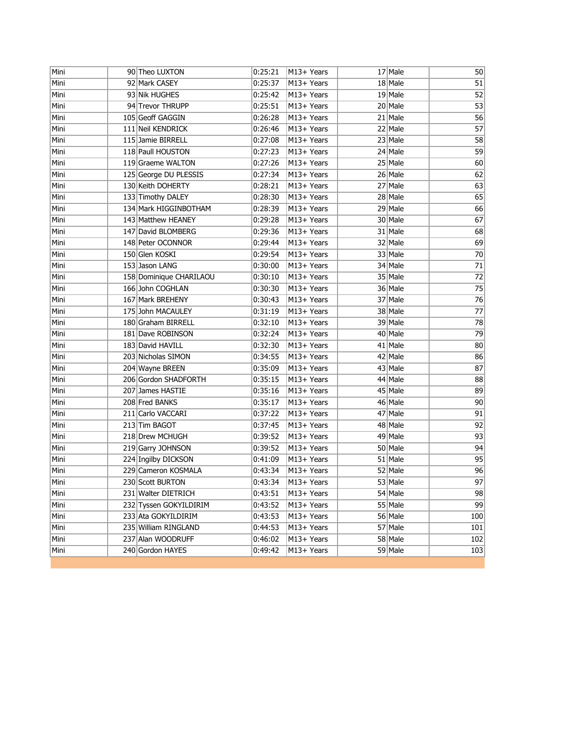| | | | | | | | |
|---|---|---|---|---|---|---|---|
| Mini | 90 | Theo LUXTON | 0:25:21 | M13+ Years | 17 | Male | 50 |
| Mini | 92 | Mark CASEY | 0:25:37 | M13+ Years | 18 | Male | 51 |
| Mini | 93 | Nik HUGHES | 0:25:42 | M13+ Years | 19 | Male | 52 |
| Mini | 94 | Trevor THRUPP | 0:25:51 | M13+ Years | 20 | Male | 53 |
| Mini | 105 | Geoff GAGGIN | 0:26:28 | M13+ Years | 21 | Male | 56 |
| Mini | 111 | Neil KENDRICK | 0:26:46 | M13+ Years | 22 | Male | 57 |
| Mini | 115 | Jamie BIRRELL | 0:27:08 | M13+ Years | 23 | Male | 58 |
| Mini | 118 | Paull HOUSTON | 0:27:23 | M13+ Years | 24 | Male | 59 |
| Mini | 119 | Graeme WALTON | 0:27:26 | M13+ Years | 25 | Male | 60 |
| Mini | 125 | George DU PLESSIS | 0:27:34 | M13+ Years | 26 | Male | 62 |
| Mini | 130 | Keith DOHERTY | 0:28:21 | M13+ Years | 27 | Male | 63 |
| Mini | 133 | Timothy DALEY | 0:28:30 | M13+ Years | 28 | Male | 65 |
| Mini | 134 | Mark HIGGINBOTHAM | 0:28:39 | M13+ Years | 29 | Male | 66 |
| Mini | 143 | Matthew HEANEY | 0:29:28 | M13+ Years | 30 | Male | 67 |
| Mini | 147 | David BLOMBERG | 0:29:36 | M13+ Years | 31 | Male | 68 |
| Mini | 148 | Peter OCONNOR | 0:29:44 | M13+ Years | 32 | Male | 69 |
| Mini | 150 | Glen KOSKI | 0:29:54 | M13+ Years | 33 | Male | 70 |
| Mini | 153 | Jason LANG | 0:30:00 | M13+ Years | 34 | Male | 71 |
| Mini | 158 | Dominique CHARILAOU | 0:30:10 | M13+ Years | 35 | Male | 72 |
| Mini | 166 | John COGHLAN | 0:30:30 | M13+ Years | 36 | Male | 75 |
| Mini | 167 | Mark BREHENY | 0:30:43 | M13+ Years | 37 | Male | 76 |
| Mini | 175 | John MACAULEY | 0:31:19 | M13+ Years | 38 | Male | 77 |
| Mini | 180 | Graham BIRRELL | 0:32:10 | M13+ Years | 39 | Male | 78 |
| Mini | 181 | Dave ROBINSON | 0:32:24 | M13+ Years | 40 | Male | 79 |
| Mini | 183 | David HAVILL | 0:32:30 | M13+ Years | 41 | Male | 80 |
| Mini | 203 | Nicholas SIMON | 0:34:55 | M13+ Years | 42 | Male | 86 |
| Mini | 204 | Wayne BREEN | 0:35:09 | M13+ Years | 43 | Male | 87 |
| Mini | 206 | Gordon SHADFORTH | 0:35:15 | M13+ Years | 44 | Male | 88 |
| Mini | 207 | James HASTIE | 0:35:16 | M13+ Years | 45 | Male | 89 |
| Mini | 208 | Fred BANKS | 0:35:17 | M13+ Years | 46 | Male | 90 |
| Mini | 211 | Carlo VACCARI | 0:37:22 | M13+ Years | 47 | Male | 91 |
| Mini | 213 | Tim BAGOT | 0:37:45 | M13+ Years | 48 | Male | 92 |
| Mini | 218 | Drew MCHUGH | 0:39:52 | M13+ Years | 49 | Male | 93 |
| Mini | 219 | Garry JOHNSON | 0:39:52 | M13+ Years | 50 | Male | 94 |
| Mini | 224 | Ingilby DICKSON | 0:41:09 | M13+ Years | 51 | Male | 95 |
| Mini | 229 | Cameron KOSMALA | 0:43:34 | M13+ Years | 52 | Male | 96 |
| Mini | 230 | Scott BURTON | 0:43:34 | M13+ Years | 53 | Male | 97 |
| Mini | 231 | Walter DIETRICH | 0:43:51 | M13+ Years | 54 | Male | 98 |
| Mini | 232 | Tyssen GOKYILDIRIM | 0:43:52 | M13+ Years | 55 | Male | 99 |
| Mini | 233 | Ata GOKYILDIRIM | 0:43:53 | M13+ Years | 56 | Male | 100 |
| Mini | 235 | William RINGLAND | 0:44:53 | M13+ Years | 57 | Male | 101 |
| Mini | 237 | Alan WOODRUFF | 0:46:02 | M13+ Years | 58 | Male | 102 |
| Mini | 240 | Gordon HAYES | 0:49:42 | M13+ Years | 59 | Male | 103 |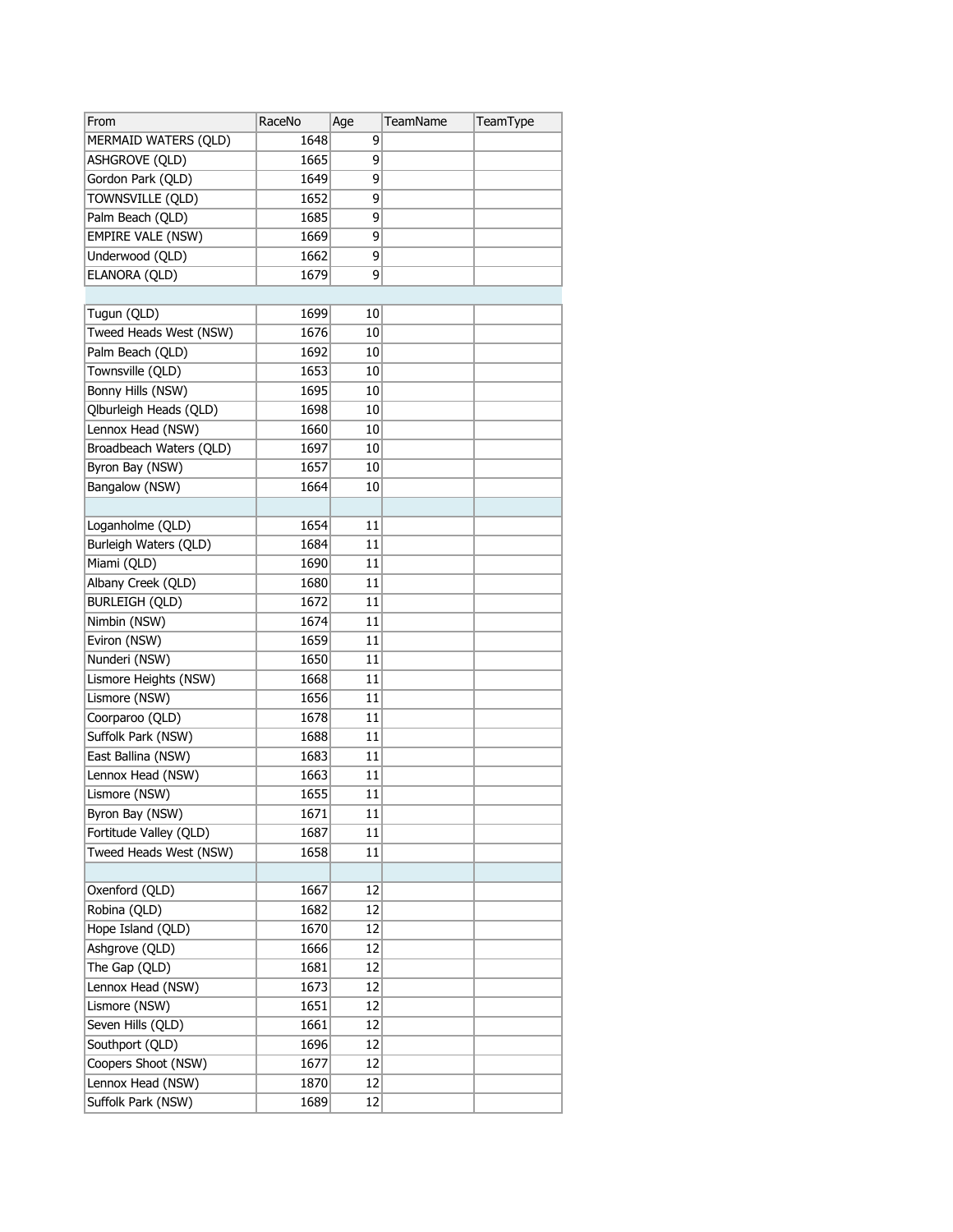| From | RaceNo | Age | TeamName | TeamType |
|---|---|---|---|---|
| MERMAID WATERS (QLD) | 1648 | 9 | | |
| ASHGROVE (QLD) | 1665 | 9 | | |
| Gordon Park (QLD) | 1649 | 9 | | |
| TOWNSVILLE (QLD) | 1652 | 9 | | |
| Palm Beach (QLD) | 1685 | 9 | | |
| EMPIRE VALE (NSW) | 1669 | 9 | | |
| Underwood (QLD) | 1662 | 9 | | |
| ELANORA (QLD) | 1679 | 9 | | |
| | | | | |
| Tugun (QLD) | 1699 | 10 | | |
| Tweed Heads West (NSW) | 1676 | 10 | | |
| Palm Beach (QLD) | 1692 | 10 | | |
| Townsville (QLD) | 1653 | 10 | | |
| Bonny Hills (NSW) | 1695 | 10 | | |
| Qlburleigh Heads (QLD) | 1698 | 10 | | |
| Lennox Head (NSW) | 1660 | 10 | | |
| Broadbeach Waters (QLD) | 1697 | 10 | | |
| Byron Bay (NSW) | 1657 | 10 | | |
| Bangalow (NSW) | 1664 | 10 | | |
| | | | | |
| Loganholme (QLD) | 1654 | 11 | | |
| Burleigh Waters (QLD) | 1684 | 11 | | |
| Miami (QLD) | 1690 | 11 | | |
| Albany Creek (QLD) | 1680 | 11 | | |
| BURLEIGH (QLD) | 1672 | 11 | | |
| Nimbin (NSW) | 1674 | 11 | | |
| Eviron (NSW) | 1659 | 11 | | |
| Nunderi (NSW) | 1650 | 11 | | |
| Lismore Heights (NSW) | 1668 | 11 | | |
| Lismore (NSW) | 1656 | 11 | | |
| Coorparoo (QLD) | 1678 | 11 | | |
| Suffolk Park (NSW) | 1688 | 11 | | |
| East Ballina (NSW) | 1683 | 11 | | |
| Lennox Head (NSW) | 1663 | 11 | | |
| Lismore (NSW) | 1655 | 11 | | |
| Byron Bay (NSW) | 1671 | 11 | | |
| Fortitude Valley (QLD) | 1687 | 11 | | |
| Tweed Heads West (NSW) | 1658 | 11 | | |
| | | | | |
| Oxenford (QLD) | 1667 | 12 | | |
| Robina (QLD) | 1682 | 12 | | |
| Hope Island (QLD) | 1670 | 12 | | |
| Ashgrove (QLD) | 1666 | 12 | | |
| The Gap (QLD) | 1681 | 12 | | |
| Lennox Head (NSW) | 1673 | 12 | | |
| Lismore (NSW) | 1651 | 12 | | |
| Seven Hills (QLD) | 1661 | 12 | | |
| Southport (QLD) | 1696 | 12 | | |
| Coopers Shoot (NSW) | 1677 | 12 | | |
| Lennox Head (NSW) | 1870 | 12 | | |
| Suffolk Park (NSW) | 1689 | 12 | | |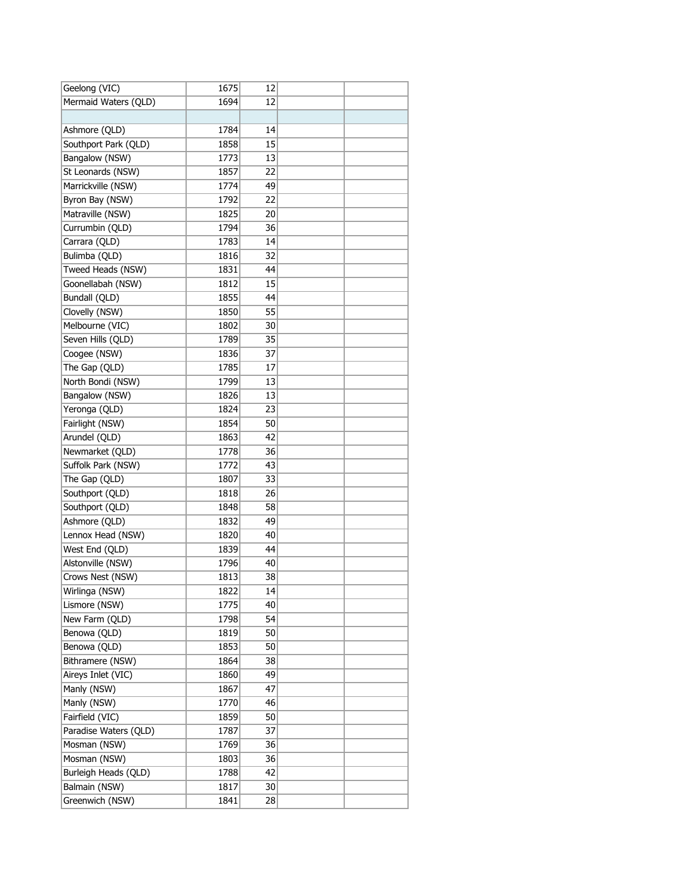| | | | | |
|---|---|---|---|---|
| Geelong (VIC) | 1675 | 12 | | |
| Mermaid Waters (QLD) | 1694 | 12 | | |
| | | | | |
| Ashmore (QLD) | 1784 | 14 | | |
| Southport Park (QLD) | 1858 | 15 | | |
| Bangalow (NSW) | 1773 | 13 | | |
| St Leonards (NSW) | 1857 | 22 | | |
| Marrickville (NSW) | 1774 | 49 | | |
| Byron Bay (NSW) | 1792 | 22 | | |
| Matraville (NSW) | 1825 | 20 | | |
| Currumbin (QLD) | 1794 | 36 | | |
| Carrara (QLD) | 1783 | 14 | | |
| Bulimba (QLD) | 1816 | 32 | | |
| Tweed Heads (NSW) | 1831 | 44 | | |
| Goonellabah (NSW) | 1812 | 15 | | |
| Bundall (QLD) | 1855 | 44 | | |
| Clovelly (NSW) | 1850 | 55 | | |
| Melbourne (VIC) | 1802 | 30 | | |
| Seven Hills (QLD) | 1789 | 35 | | |
| Coogee (NSW) | 1836 | 37 | | |
| The Gap (QLD) | 1785 | 17 | | |
| North Bondi (NSW) | 1799 | 13 | | |
| Bangalow (NSW) | 1826 | 13 | | |
| Yeronga (QLD) | 1824 | 23 | | |
| Fairlight (NSW) | 1854 | 50 | | |
| Arundel (QLD) | 1863 | 42 | | |
| Newmarket (QLD) | 1778 | 36 | | |
| Suffolk Park (NSW) | 1772 | 43 | | |
| The Gap (QLD) | 1807 | 33 | | |
| Southport (QLD) | 1818 | 26 | | |
| Southport (QLD) | 1848 | 58 | | |
| Ashmore (QLD) | 1832 | 49 | | |
| Lennox Head (NSW) | 1820 | 40 | | |
| West End (QLD) | 1839 | 44 | | |
| Alstonville (NSW) | 1796 | 40 | | |
| Crows Nest (NSW) | 1813 | 38 | | |
| Wirlinga (NSW) | 1822 | 14 | | |
| Lismore (NSW) | 1775 | 40 | | |
| New Farm (QLD) | 1798 | 54 | | |
| Benowa (QLD) | 1819 | 50 | | |
| Benowa (QLD) | 1853 | 50 | | |
| Bithramere (NSW) | 1864 | 38 | | |
| Aireys Inlet (VIC) | 1860 | 49 | | |
| Manly (NSW) | 1867 | 47 | | |
| Manly (NSW) | 1770 | 46 | | |
| Fairfield (VIC) | 1859 | 50 | | |
| Paradise Waters (QLD) | 1787 | 37 | | |
| Mosman (NSW) | 1769 | 36 | | |
| Mosman (NSW) | 1803 | 36 | | |
| Burleigh Heads (QLD) | 1788 | 42 | | |
| Balmain (NSW) | 1817 | 30 | | |
| Greenwich (NSW) | 1841 | 28 | | |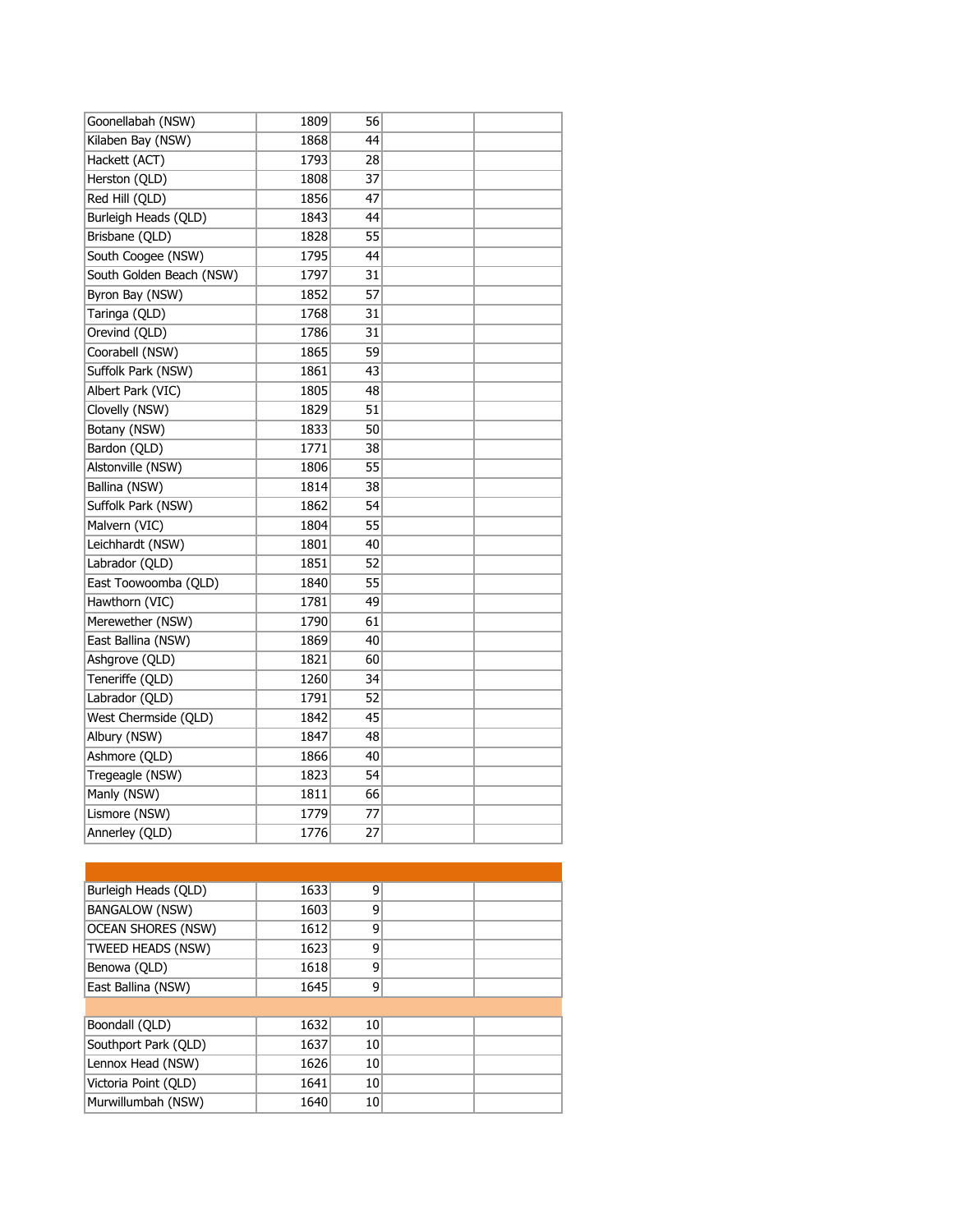| | | | | |
|---|---|---|---|---|
| Goonellabah (NSW) | 1809 | 56 | | |
| Kilaben Bay (NSW) | 1868 | 44 | | |
| Hackett (ACT) | 1793 | 28 | | |
| Herston (QLD) | 1808 | 37 | | |
| Red Hill (QLD) | 1856 | 47 | | |
| Burleigh Heads (QLD) | 1843 | 44 | | |
| Brisbane (QLD) | 1828 | 55 | | |
| South Coogee (NSW) | 1795 | 44 | | |
| South Golden Beach (NSW) | 1797 | 31 | | |
| Byron Bay (NSW) | 1852 | 57 | | |
| Taringa (QLD) | 1768 | 31 | | |
| Orevind (QLD) | 1786 | 31 | | |
| Coorabell (NSW) | 1865 | 59 | | |
| Suffolk Park (NSW) | 1861 | 43 | | |
| Albert Park (VIC) | 1805 | 48 | | |
| Clovelly (NSW) | 1829 | 51 | | |
| Botany (NSW) | 1833 | 50 | | |
| Bardon (QLD) | 1771 | 38 | | |
| Alstonville (NSW) | 1806 | 55 | | |
| Ballina (NSW) | 1814 | 38 | | |
| Suffolk Park (NSW) | 1862 | 54 | | |
| Malvern (VIC) | 1804 | 55 | | |
| Leichhardt (NSW) | 1801 | 40 | | |
| Labrador (QLD) | 1851 | 52 | | |
| East Toowoomba (QLD) | 1840 | 55 | | |
| Hawthorn (VIC) | 1781 | 49 | | |
| Merewether (NSW) | 1790 | 61 | | |
| East Ballina (NSW) | 1869 | 40 | | |
| Ashgrove (QLD) | 1821 | 60 | | |
| Teneriffe (QLD) | 1260 | 34 | | |
| Labrador (QLD) | 1791 | 52 | | |
| West Chermside (QLD) | 1842 | 45 | | |
| Albury (NSW) | 1847 | 48 | | |
| Ashmore (QLD) | 1866 | 40 | | |
| Tregeagle (NSW) | 1823 | 54 | | |
| Manly (NSW) | 1811 | 66 | | |
| Lismore (NSW) | 1779 | 77 | | |
| Annerley (QLD) | 1776 | 27 | | |

| | | | | |
|---|---|---|---|---|
| Burleigh Heads (QLD) | 1633 | 9 | | |
| BANGALOW (NSW) | 1603 | 9 | | |
| OCEAN SHORES (NSW) | 1612 | 9 | | |
| TWEED HEADS (NSW) | 1623 | 9 | | |
| Benowa (QLD) | 1618 | 9 | | |
| East Ballina (NSW) | 1645 | 9 | | |
| | | | | |
| Boondall (QLD) | 1632 | 10 | | |
| Southport Park (QLD) | 1637 | 10 | | |
| Lennox Head (NSW) | 1626 | 10 | | |
| Victoria Point (QLD) | 1641 | 10 | | |
| Murwillumbah (NSW) | 1640 | 10 | | |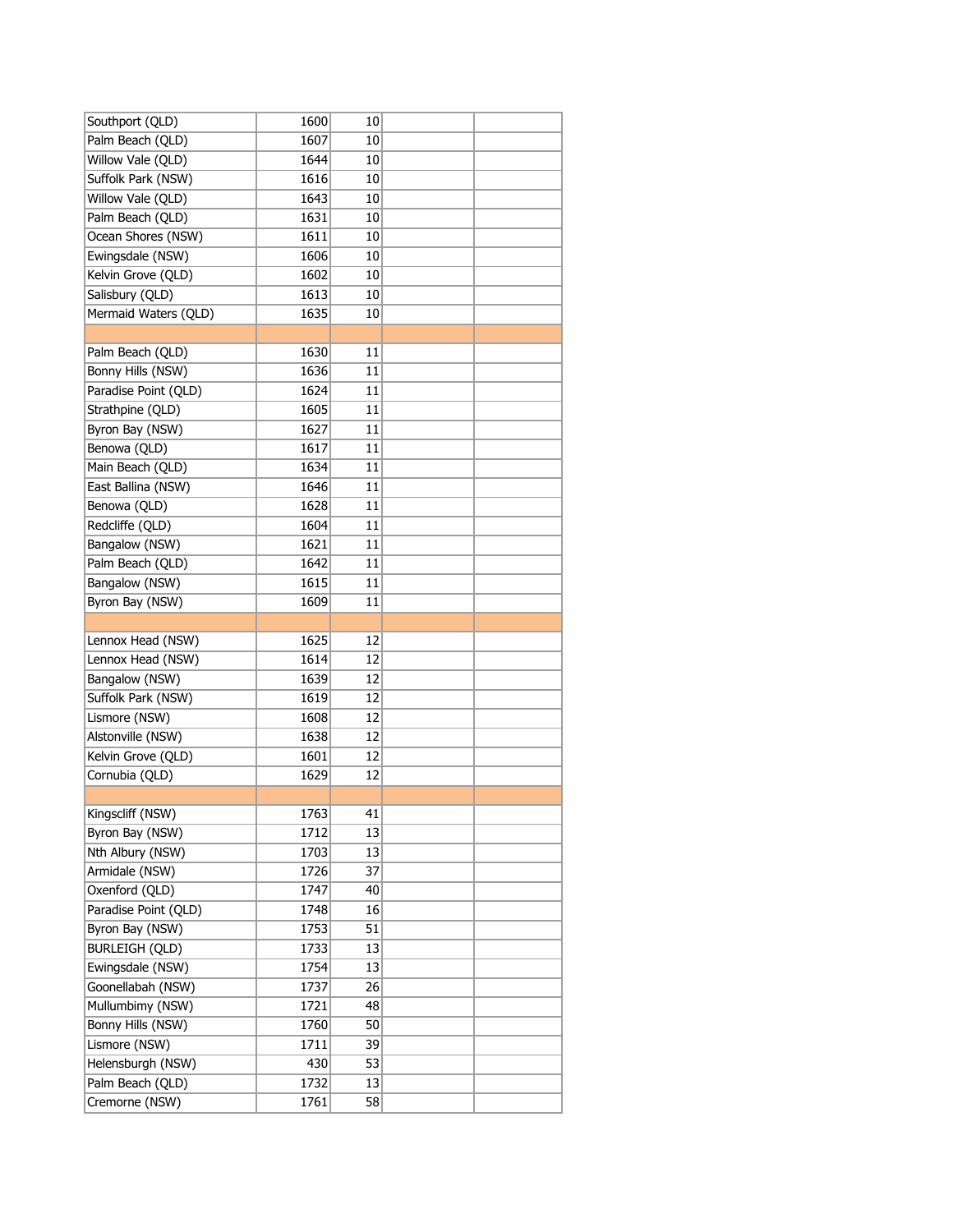| | | | | |
|---|---|---|---|---|
| Southport (QLD) | 1600 | 10 | | |
| Palm Beach (QLD) | 1607 | 10 | | |
| Willow Vale (QLD) | 1644 | 10 | | |
| Suffolk Park (NSW) | 1616 | 10 | | |
| Willow Vale (QLD) | 1643 | 10 | | |
| Palm Beach (QLD) | 1631 | 10 | | |
| Ocean Shores (NSW) | 1611 | 10 | | |
| Ewingsdale (NSW) | 1606 | 10 | | |
| Kelvin Grove (QLD) | 1602 | 10 | | |
| Salisbury (QLD) | 1613 | 10 | | |
| Mermaid Waters (QLD) | 1635 | 10 | | |
| | | | | |
| Palm Beach (QLD) | 1630 | 11 | | |
| Bonny Hills (NSW) | 1636 | 11 | | |
| Paradise Point (QLD) | 1624 | 11 | | |
| Strathpine (QLD) | 1605 | 11 | | |
| Byron Bay (NSW) | 1627 | 11 | | |
| Benowa (QLD) | 1617 | 11 | | |
| Main Beach (QLD) | 1634 | 11 | | |
| East Ballina (NSW) | 1646 | 11 | | |
| Benowa (QLD) | 1628 | 11 | | |
| Redcliffe (QLD) | 1604 | 11 | | |
| Bangalow (NSW) | 1621 | 11 | | |
| Palm Beach (QLD) | 1642 | 11 | | |
| Bangalow (NSW) | 1615 | 11 | | |
| Byron Bay (NSW) | 1609 | 11 | | |
| | | | | |
| Lennox Head (NSW) | 1625 | 12 | | |
| Lennox Head (NSW) | 1614 | 12 | | |
| Bangalow (NSW) | 1639 | 12 | | |
| Suffolk Park (NSW) | 1619 | 12 | | |
| Lismore (NSW) | 1608 | 12 | | |
| Alstonville (NSW) | 1638 | 12 | | |
| Kelvin Grove (QLD) | 1601 | 12 | | |
| Cornubia (QLD) | 1629 | 12 | | |
| | | | | |
| Kingscliff (NSW) | 1763 | 41 | | |
| Byron Bay (NSW) | 1712 | 13 | | |
| Nth Albury (NSW) | 1703 | 13 | | |
| Armidale (NSW) | 1726 | 37 | | |
| Oxenford (QLD) | 1747 | 40 | | |
| Paradise Point (QLD) | 1748 | 16 | | |
| Byron Bay (NSW) | 1753 | 51 | | |
| BURLEIGH (QLD) | 1733 | 13 | | |
| Ewingsdale (NSW) | 1754 | 13 | | |
| Goonellabah (NSW) | 1737 | 26 | | |
| Mullumbimy (NSW) | 1721 | 48 | | |
| Bonny Hills (NSW) | 1760 | 50 | | |
| Lismore (NSW) | 1711 | 39 | | |
| Helensburgh (NSW) | 430 | 53 | | |
| Palm Beach (QLD) | 1732 | 13 | | |
| Cremorne (NSW) | 1761 | 58 | | |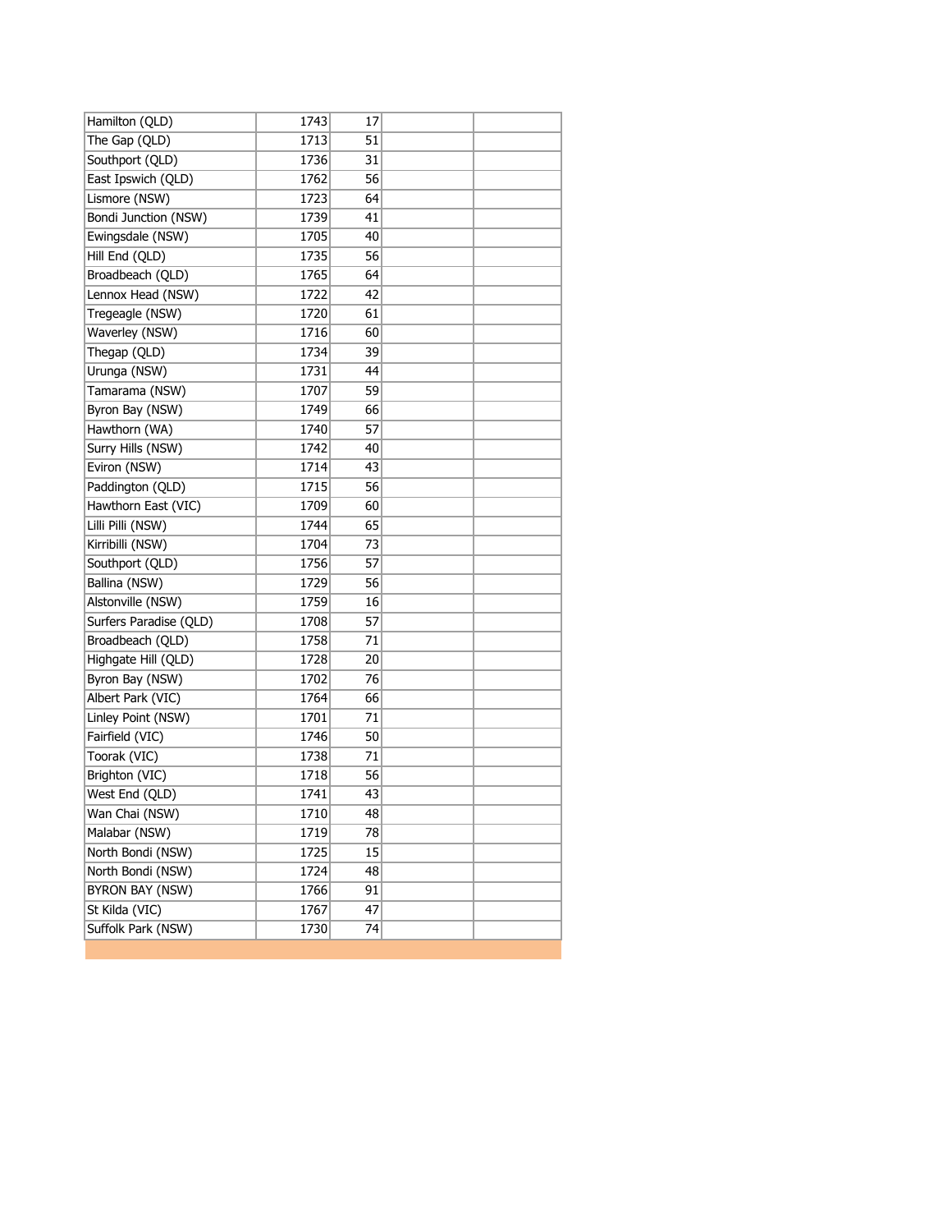| | | | | |
|---|---|---|---|---|
| Hamilton (QLD) | 1743 | 17 | | |
| The Gap (QLD) | 1713 | 51 | | |
| Southport (QLD) | 1736 | 31 | | |
| East Ipswich (QLD) | 1762 | 56 | | |
| Lismore (NSW) | 1723 | 64 | | |
| Bondi Junction (NSW) | 1739 | 41 | | |
| Ewingsdale (NSW) | 1705 | 40 | | |
| Hill End (QLD) | 1735 | 56 | | |
| Broadbeach (QLD) | 1765 | 64 | | |
| Lennox Head (NSW) | 1722 | 42 | | |
| Tregeagle (NSW) | 1720 | 61 | | |
| Waverley (NSW) | 1716 | 60 | | |
| Thegap (QLD) | 1734 | 39 | | |
| Urunga (NSW) | 1731 | 44 | | |
| Tamarama (NSW) | 1707 | 59 | | |
| Byron Bay (NSW) | 1749 | 66 | | |
| Hawthorn (WA) | 1740 | 57 | | |
| Surry Hills (NSW) | 1742 | 40 | | |
| Eviron (NSW) | 1714 | 43 | | |
| Paddington (QLD) | 1715 | 56 | | |
| Hawthorn East (VIC) | 1709 | 60 | | |
| Lilli Pilli (NSW) | 1744 | 65 | | |
| Kirribilli (NSW) | 1704 | 73 | | |
| Southport (QLD) | 1756 | 57 | | |
| Ballina (NSW) | 1729 | 56 | | |
| Alstonville (NSW) | 1759 | 16 | | |
| Surfers Paradise (QLD) | 1708 | 57 | | |
| Broadbeach (QLD) | 1758 | 71 | | |
| Highgate Hill (QLD) | 1728 | 20 | | |
| Byron Bay (NSW) | 1702 | 76 | | |
| Albert Park (VIC) | 1764 | 66 | | |
| Linley Point (NSW) | 1701 | 71 | | |
| Fairfield (VIC) | 1746 | 50 | | |
| Toorak (VIC) | 1738 | 71 | | |
| Brighton (VIC) | 1718 | 56 | | |
| West End (QLD) | 1741 | 43 | | |
| Wan Chai (NSW) | 1710 | 48 | | |
| Malabar (NSW) | 1719 | 78 | | |
| North Bondi (NSW) | 1725 | 15 | | |
| North Bondi (NSW) | 1724 | 48 | | |
| BYRON BAY (NSW) | 1766 | 91 | | |
| St Kilda (VIC) | 1767 | 47 | | |
| Suffolk Park (NSW) | 1730 | 74 | | |